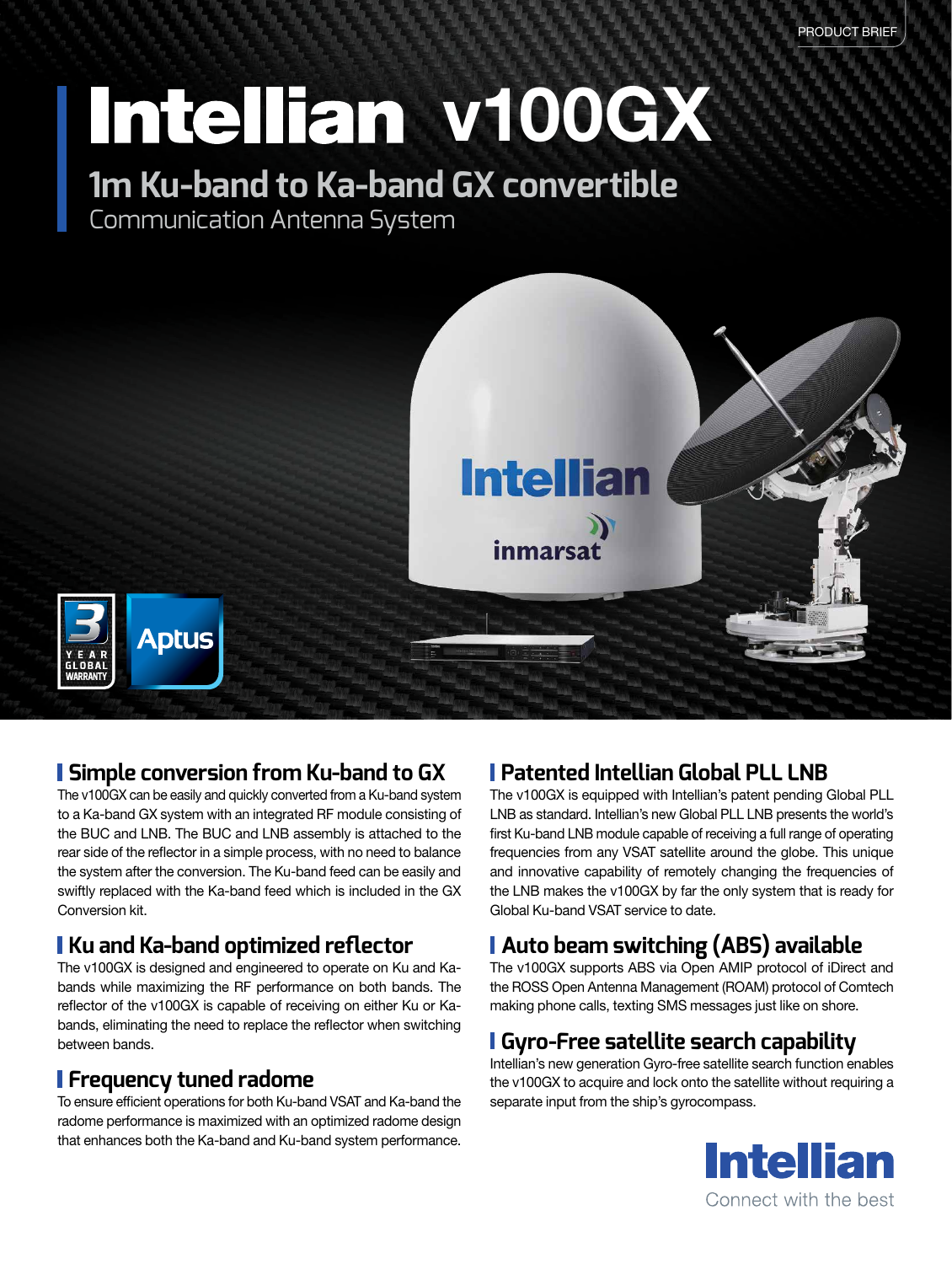PRODUCT BRIEF

# Intellian v100GX

## 1m Ku-band to Ka-band GX convertible

Communication Antenna System

3 YEAR GLOBAL WARRANTY

Aptus

### Simple conversion from Ku-band to GX

The v100GX can be easily and quickly converted from a Ku-band system to a Ka-band GX system with an integrated RF module consisting of the BUC and LNB. The BUC and LNB assembly is attached to the rear side of the reflector in a simple process, with no need to balance the system after the conversion. The Ku-band feed can be easily and swiftly replaced with the Ka-band feed which is included in the GX Conversion kit.

### Ku and Ka-band optimized reflector

The v100GX is designed and engineered to operate on Ku and Ka-bands while maximizing the RF performance on both bands. The reflector of the v100GX is capable of receiving on either Ku or Ka-bands, eliminating the need to replace the reflector when switching between bands.

### Frequency tuned radome

To ensure efficient operations for both Ku-band VSAT and Ka-band the radome performance is maximized with an optimized radome design that enhances both the Ka-band and Ku-band system performance.

### Patented Intellian Global PLL LNB

The v100GX is equipped with Intellian's patent pending Global PLL LNB as standard. Intellian's new Global PLL LNB presents the world's first Ku-band LNB module capable of receiving a full range of operating frequencies from any VSAT satellite around the globe. This unique and innovative capability of remotely changing the frequencies of the LNB makes the v100GX by far the only system that is ready for Global Ku-band VSAT service to date.

### Auto beam switching (ABS) available

The v100GX supports ABS via Open AMIP protocol of iDirect and the ROSS Open Antenna Management (ROAM) protocol of Comtech making phone calls, texting SMS messages just like on shore.

### Gyro-Free satellite search capability

Intellian's new generation Gyro-free satellite search function enables the v100GX to acquire and lock onto the satellite without requiring a separate input from the ship's gyrocompass.

Intellian

Connect with the best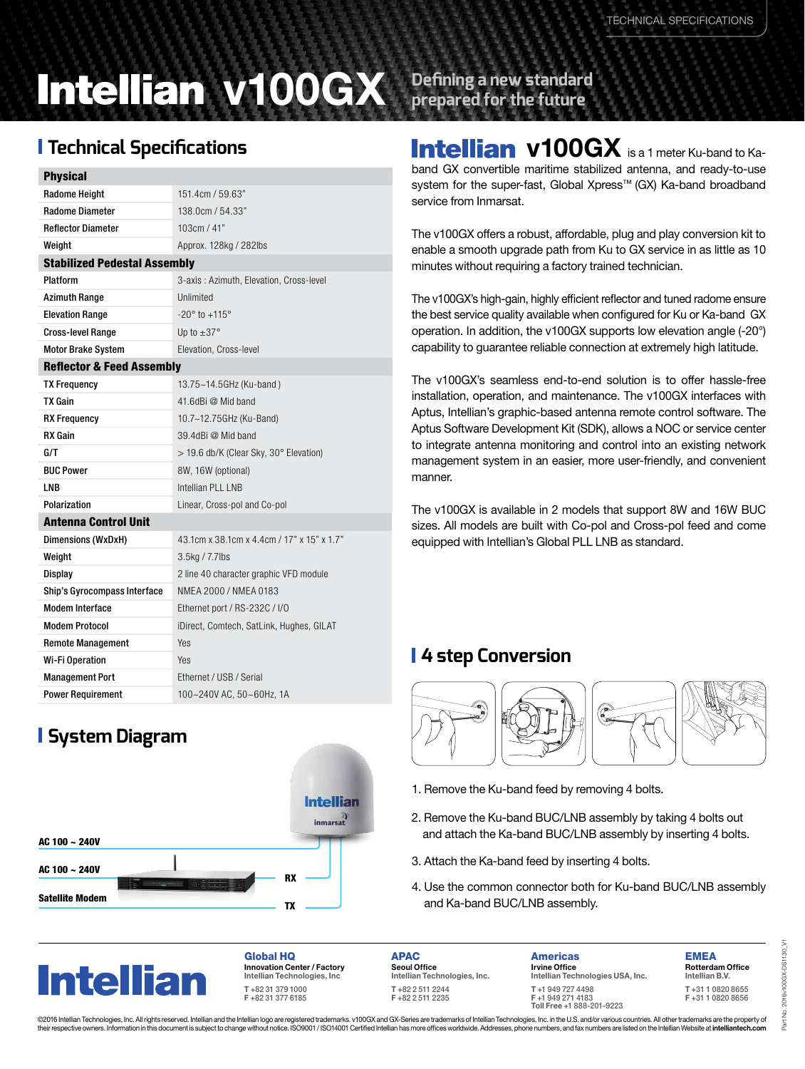# Intellian v100GX

Defining a new standard prepared for the future

## Technical Specifications

| | |
|---|---|
| **Physical** | |
| Radome Height | 151.4cm / 59.63" |
| Radome Diameter | 138.0cm / 54.33" |
| Reflector Diameter | 103cm / 41" |
| Weight | Approx. 128kg / 282lbs |
| **Stabilized Pedestal Assembly** | |
| Platform | 3-axis : Azimuth, Elevation, Cross-level |
| Azimuth Range | Unlimited |
| Elevation Range | -20° to +115° |
| Cross-level Range | Up to ±37° |
| Motor Brake System | Elevation, Cross-level |
| **Reflector & Feed Assembly** | |
| TX Frequency | 13.75~14.5GHz (Ku-band ) |
| TX Gain | 41.6dBi @ Mid band |
| RX Frequency | 10.7~12.75GHz (Ku-Band) |
| RX Gain | 39.4dBi @ Mid band |
| G/T | > 19.6 db/K (Clear Sky, 30° Elevation) |
| BUC Power | 8W, 16W (optional) |
| LNB | Intellian PLL LNB |
| Polarization | Linear, Cross-pol and Co-pol |
| **Antenna Control Unit** | |
| Dimensions (WxDxH) | 43.1cm x 38.1cm x 4.4cm / 17" x 15" x 1.7" |
| Weight | 3.5kg / 7.7lbs |
| Display | 2 line 40 character graphic VFD module |
| Ship's Gyrocompass Interface | NMEA 2000 / NMEA 0183 |
| Modem Interface | Ethernet port / RS-232C / I/O |
| Modem Protocol | iDirect, Comtech, SatLink, Hughes, GILAT |
| Remote Management | Yes |
| Wi-Fi Operation | Yes |
| Management Port | Ethernet / USB / Serial |
| Power Requirement | 100~240V AC, 50~60Hz, 1A |

## System Diagram

AC 100 ~ 240V

AC 100 ~ 240V

Satellite Modem

RX

TX

**Intellian v100GX** is a 1 meter Ku-band to Ka-band GX convertible maritime stabilized antenna, and ready-to-use system for the super-fast, Global Xpress™ (GX) Ka-band broadband service from Inmarsat.

The v100GX offers a robust, affordable, plug and play conversion kit to enable a smooth upgrade path from Ku to GX service in as little as 10 minutes without requiring a factory trained technician.

The v100GX's high-gain, highly efficient reflector and tuned radome ensure the best service quality available when configured for Ku or Ka-band GX operation. In addition, the v100GX supports low elevation angle (-20°) capability to guarantee reliable connection at extremely high latitude.

The v100GX's seamless end-to-end solution is to offer hassle-free installation, operation, and maintenance. The v100GX interfaces with Aptus, Intellian's graphic-based antenna remote control software. The Aptus Software Development Kit (SDK), allows a NOC or service center to integrate antenna monitoring and control into an existing network management system in an easier, more user-friendly, and convenient manner.

The v100GX is available in 2 models that support 8W and 16W BUC sizes. All models are built with Co-pol and Cross-pol feed and come equipped with Intellian's Global PLL LNB as standard.

## 4 step Conversion

1. Remove the Ku-band feed by removing 4 bolts.
2. Remove the Ku-band BUC/LNB assembly by taking 4 bolts out and attach the Ka-band BUC/LNB assembly by inserting 4 bolts.
3. Attach the Ka-band feed by inserting 4 bolts.
4. Use the common connector both for Ku-band BUC/LNB assembly and Ka-band BUC/LNB assembly.

**Global HQ**
Innovation Center / Factory
Intellian Technologies, Inc
T +82 31 379 1000
F +82 31 377 6185

**APAC**
Seoul Office
Intellian Technologies, Inc.
T +82 2 511 2244
F +82 2 511 2235

**Americas**
Irvine Office
Intellian Technologies USA, Inc.
T +1 949 727 4498
F +1 949 271 4183
Toll Free +1 888-201-9223

**EMEA**
Rotterdam Office
Intellian B.V.
T +31 1 0820 8655
F +31 1 0820 8656

©2016 Intellian Technologies, Inc. All rights reserved. Intellian and the Intellian logo are registered trademarks. v100GX and GX-Series are trademarks of Intellian Technologies, Inc. in the U.S. and/or various countries. All other trademarks are the property of their respective owners. Information in this document is subject to change without notice. ISO9001 / ISO14001 Certified Intellian has more offices worldwide. Addresses, phone numbers, and fax numbers are listed on the Intellian Website at **intelliantech.com**

Part No. 2016v100GX-DS1130_V1